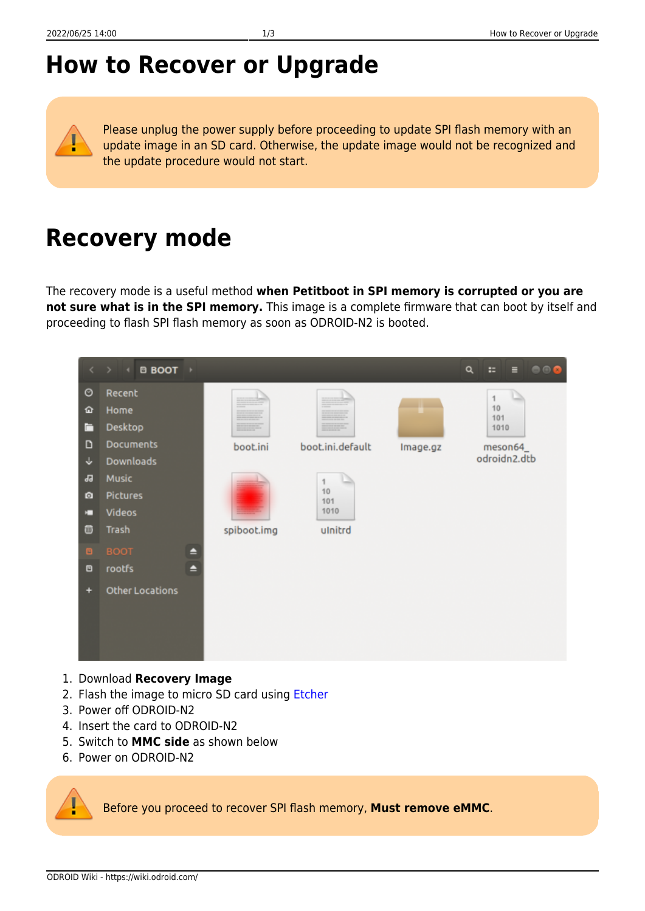# How to Recover or Upgrade

Please unplug the power supply before proceeding to update SPI flash memory with an update image in an SD card. Otherwise, the update image would not be recognized and the update procedure would not start.

# Recovery mode

The recovery mode is a useful method **when Petitboot in SPI memory is corrupted or you are not sure what is in the SPI memory.** This image is a complete firmware that can boot by itself and proceeding to flash SPI flash memory as soon as ODROID-N2 is booted.

1. Download **Recovery Image**
2. Flash the image to micro SD card using Etcher
3. Power off ODROID-N2
4. Insert the card to ODROID-N2
5. Switch to **MMC side** as shown below
6. Power on ODROID-N2

Before you proceed to recover SPI flash memory, **Must remove eMMC**.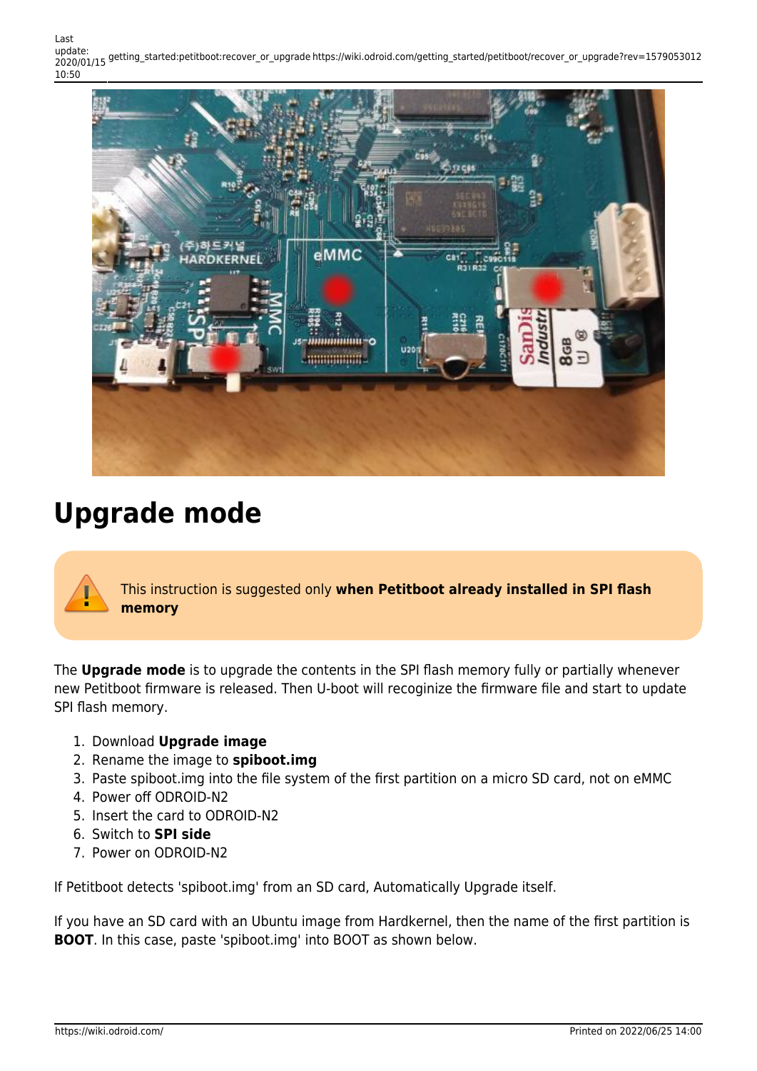# Upgrade mode

This instruction is suggested only **when Petitboot already installed in SPI flash memory**

The **Upgrade mode** is to upgrade the contents in the SPI flash memory fully or partially whenever new Petitboot firmware is released. Then U-boot will recoginize the firmware file and start to update SPI flash memory.

1. Download **Upgrade image**
2. Rename the image to **spiboot.img**
3. Paste spiboot.img into the file system of the first partition on a micro SD card, not on eMMC
4. Power off ODROID-N2
5. Insert the card to ODROID-N2
6. Switch to **SPI side**
7. Power on ODROID-N2

If Petitboot detects 'spiboot.img' from an SD card, Automatically Upgrade itself.

If you have an SD card with an Ubuntu image from Hardkernel, then the name of the first partition is **BOOT**. In this case, paste 'spiboot.img' into BOOT as shown below.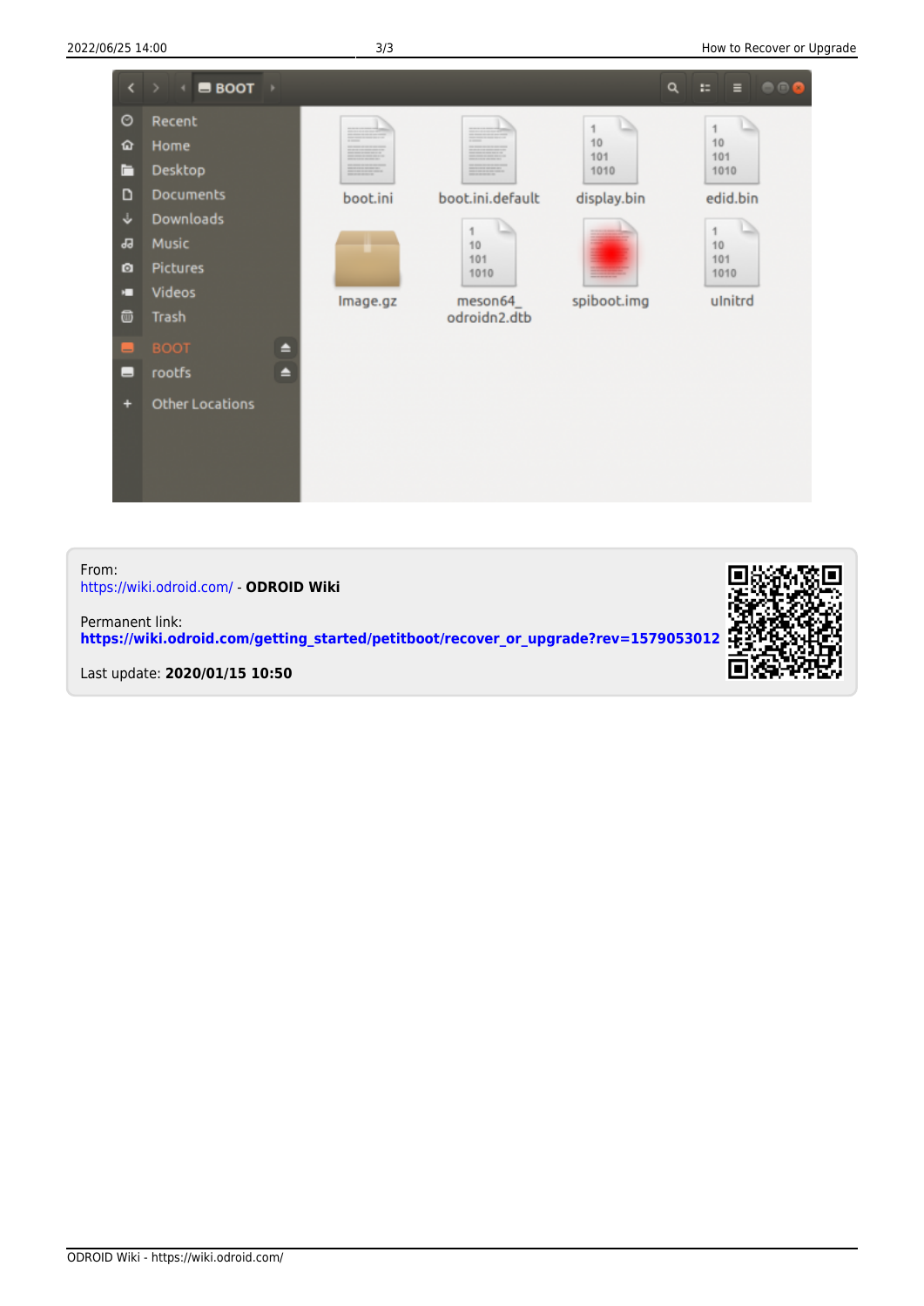From:
https://wiki.odroid.com/ - **ODROID Wiki**

Permanent link:
**https://wiki.odroid.com/getting_started/petitboot/recover_or_upgrade?rev=1579053012**

Last update: **2020/01/15 10:50**